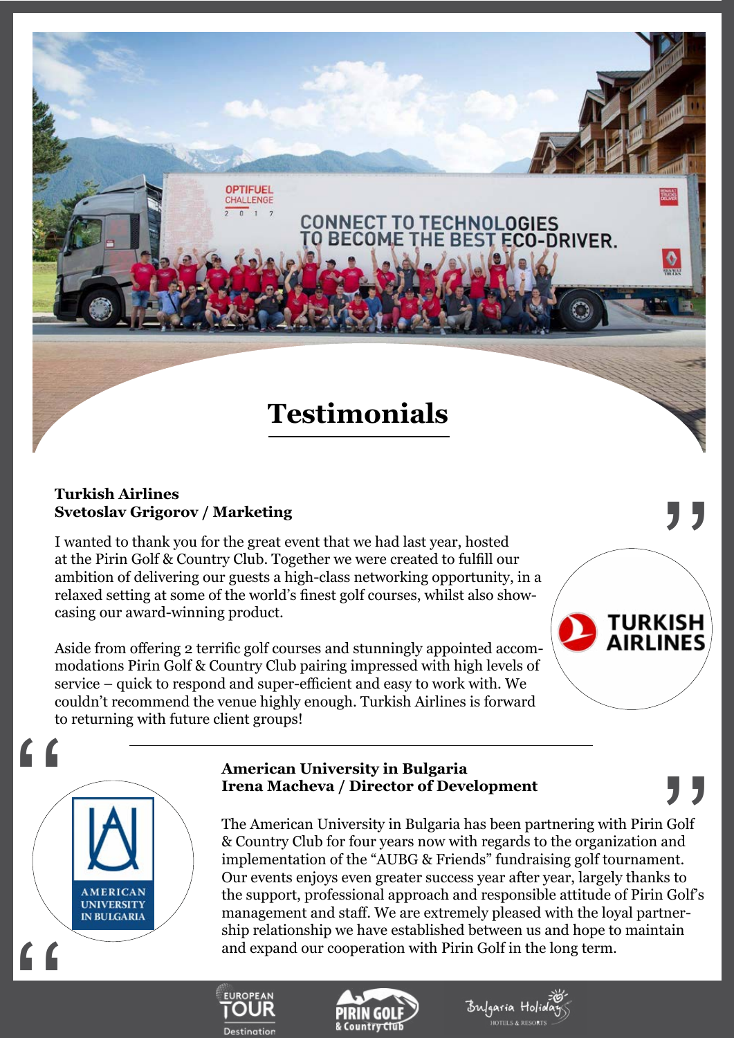# Testimonials

**Turkish Airlines**
**Svetoslav Grigorov / Marketing**

I wanted to thank you for the great event that we had last year, hosted at the Pirin Golf & Country Club. Together we were created to fulfill our ambition of delivering our guests a high-class networking opportunity, in a relaxed setting at some of the world's finest golf courses, whilst also showcasing our award-winning product.

Aside from offering 2 terrific golf courses and stunningly appointed accommodations Pirin Golf & Country Club pairing impressed with high levels of service – quick to respond and super-efficient and easy to work with. We couldn't recommend the venue highly enough. Turkish Airlines is forward to returning with future client groups!

---

**American University in Bulgaria**
**Irena Macheva / Director of Development**

The American University in Bulgaria has been partnering with Pirin Golf & Country Club for four years now with regards to the organization and implementation of the "AUBG & Friends" fundraising golf tournament. Our events enjoys even greater success year after year, largely thanks to the support, professional approach and responsible attitude of Pirin Golf's management and staff. We are extremely pleased with the loyal partnership relationship we have established between us and hope to maintain and expand our cooperation with Pirin Golf in the long term.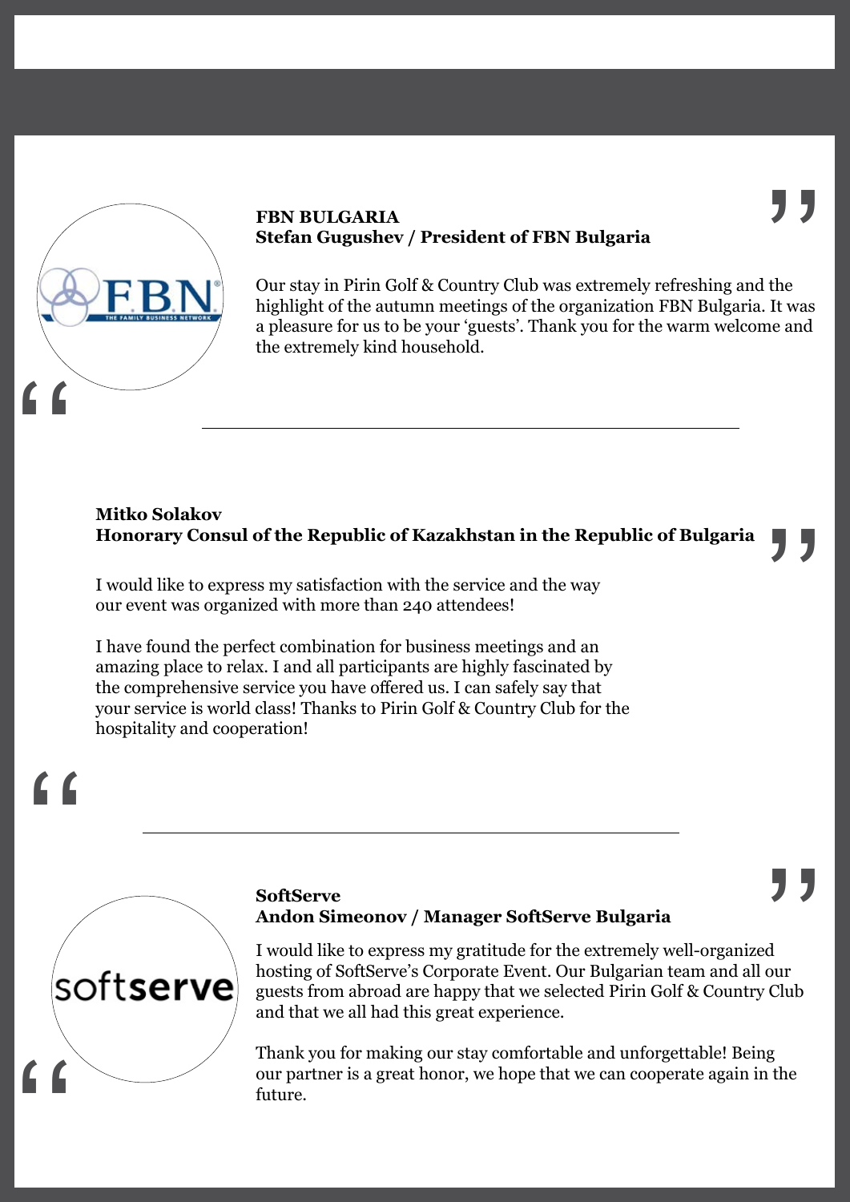**FBN BULGARIA**
**Stefan Gugushev / President of FBN Bulgaria**

Our stay in Pirin Golf & Country Club was extremely refreshing and the highlight of the autumn meetings of the organization FBN Bulgaria. It was a pleasure for us to be your 'guests'. Thank you for the warm welcome and the extremely kind household.

---

**Mitko Solakov**
**Honorary Consul of the Republic of Kazakhstan in the Republic of Bulgaria**

I would like to express my satisfaction with the service and the way our event was organized with more than 240 attendees!

I have found the perfect combination for business meetings and an amazing place to relax. I and all participants are highly fascinated by the comprehensive service you have offered us. I can safely say that your service is world class! Thanks to Pirin Golf & Country Club for the hospitality and cooperation!

---

**SoftServe**
**Andon Simeonov / Manager SoftServe Bulgaria**

I would like to express my gratitude for the extremely well-organized hosting of SoftServe's Corporate Event. Our Bulgarian team and all our guests from abroad are happy that we selected Pirin Golf & Country Club and that we all had this great experience.

Thank you for making our stay comfortable and unforgettable! Being our partner is a great honor, we hope that we can cooperate again in the future.